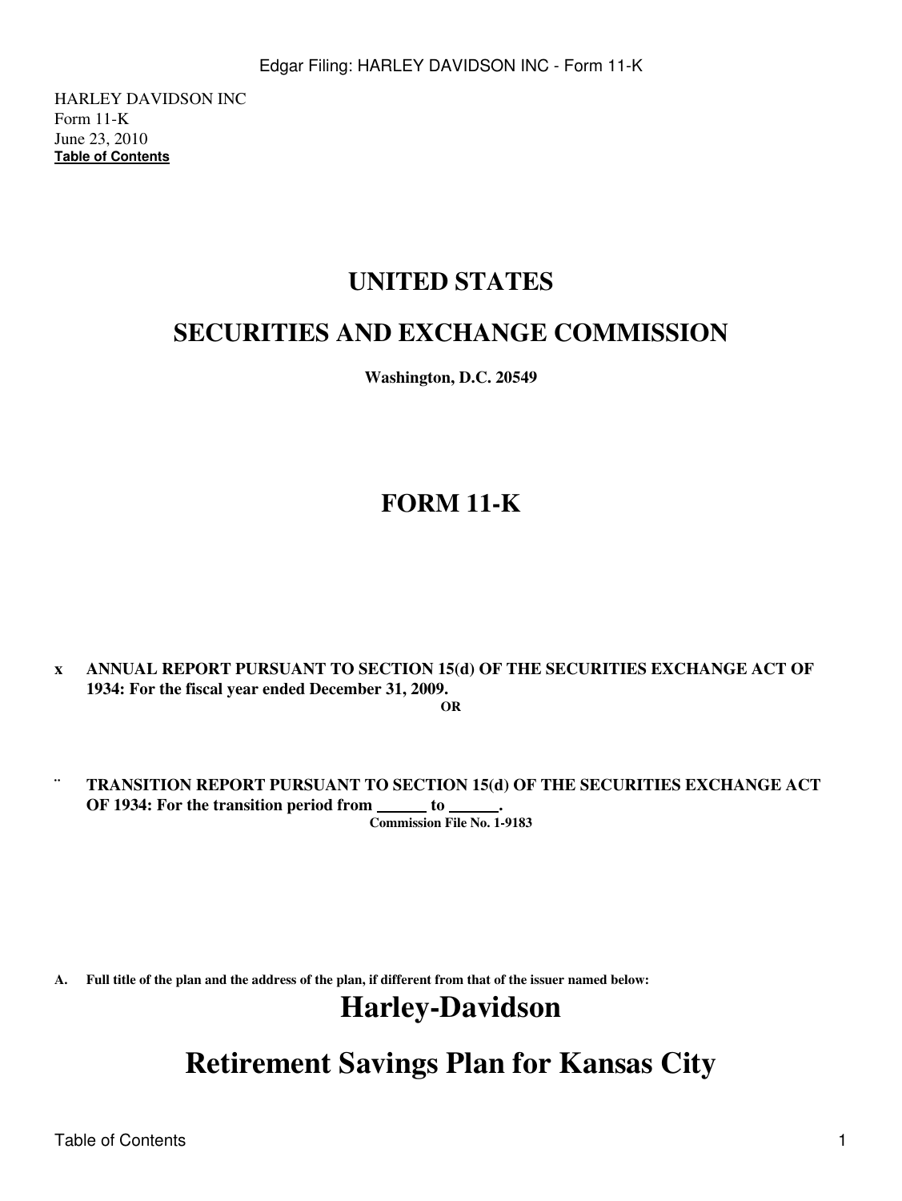HARLEY DAVIDSON INC
Form 11-K
June 23, 2010
**Table of Contents**

# UNITED STATES

# SECURITIES AND EXCHANGE COMMISSION

**Washington, D.C. 20549**

# FORM 11-K

**x ANNUAL REPORT PURSUANT TO SECTION 15(d) OF THE SECURITIES EXCHANGE ACT OF 1934: For the fiscal year ended December 31, 2009.**

**OR**

**¨ TRANSITION REPORT PURSUANT TO SECTION 15(d) OF THE SECURITIES EXCHANGE ACT OF 1934: For the transition period from ______ to ______.**

**Commission File No. 1-9183**

**A. Full title of the plan and the address of the plan, if different from that of the issuer named below:**

# Harley-Davidson

# Retirement Savings Plan for Kansas City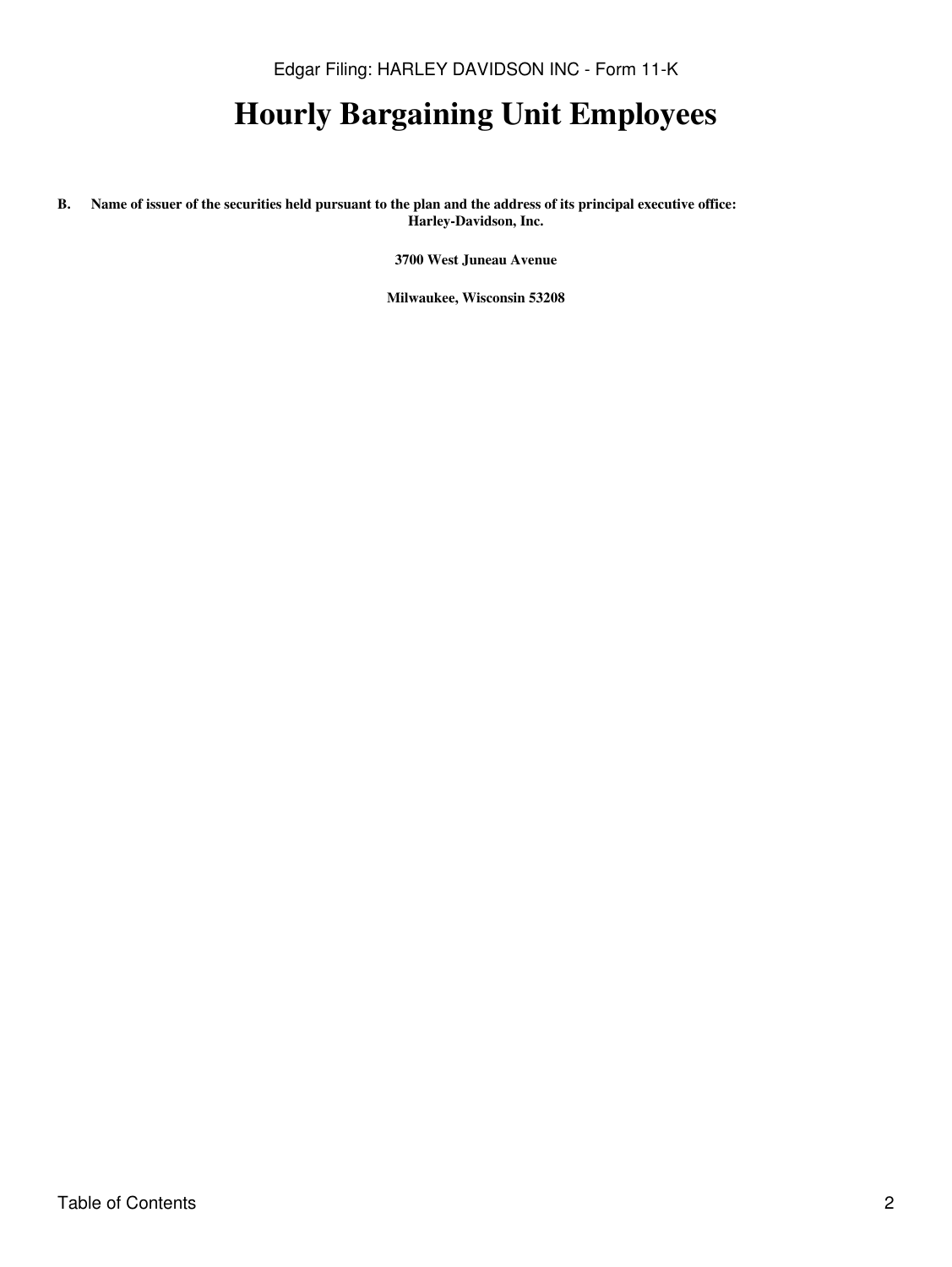# Hourly Bargaining Unit Employees

**B. Name of issuer of the securities held pursuant to the plan and the address of its principal executive office:**

**Harley-Davidson, Inc.**

**3700 West Juneau Avenue**

**Milwaukee, Wisconsin 53208**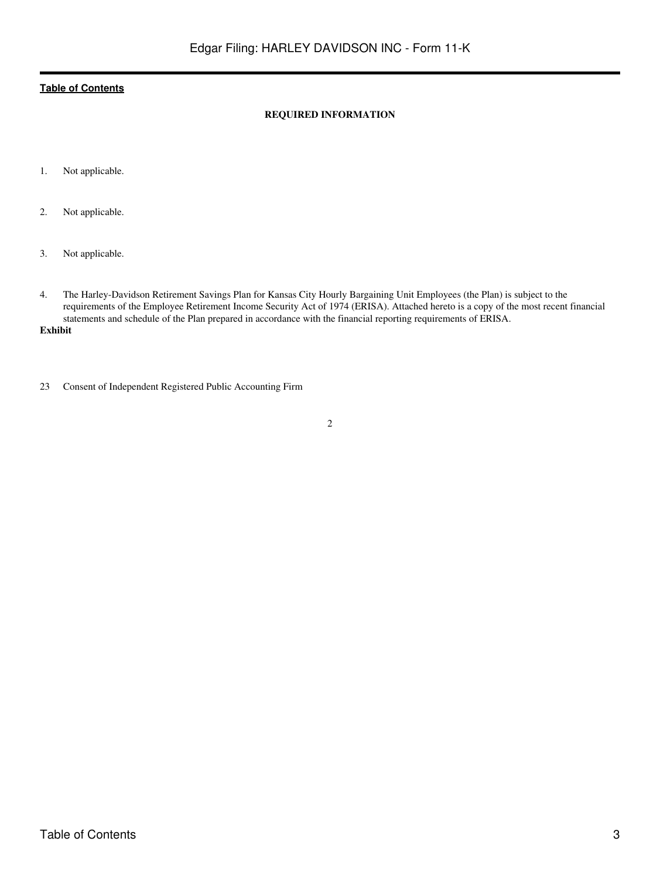**REQUIRED INFORMATION**

1. Not applicable.

2. Not applicable.

3. Not applicable.

4. The Harley-Davidson Retirement Savings Plan for Kansas City Hourly Bargaining Unit Employees (the Plan) is subject to the requirements of the Employee Retirement Income Security Act of 1974 (ERISA). Attached hereto is a copy of the most recent financial statements and schedule of the Plan prepared in accordance with the financial reporting requirements of ERISA.

**Exhibit**

23 Consent of Independent Registered Public Accounting Firm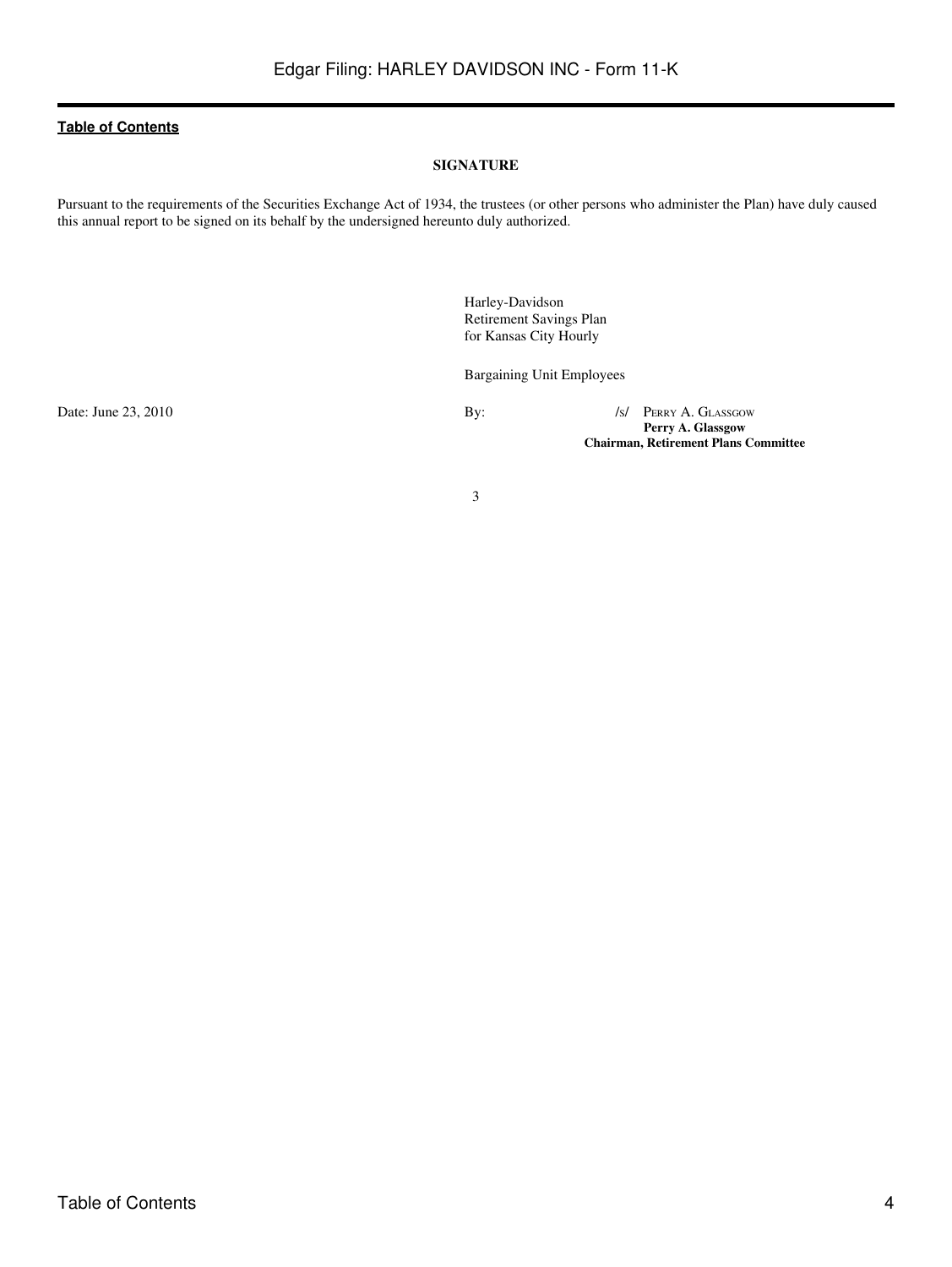[Table of Contents](#)

**SIGNATURE**

Pursuant to the requirements of the Securities Exchange Act of 1934, the trustees (or other persons who administer the Plan) have duly caused this annual report to be signed on its behalf by the undersigned hereunto duly authorized.

Harley-Davidson
Retirement Savings Plan
for Kansas City Hourly

Bargaining Unit Employees

Date: June 23, 2010

By: /s/ PERRY A. GLASSGOW
**Perry A. Glassgow**
**Chairman, Retirement Plans Committee**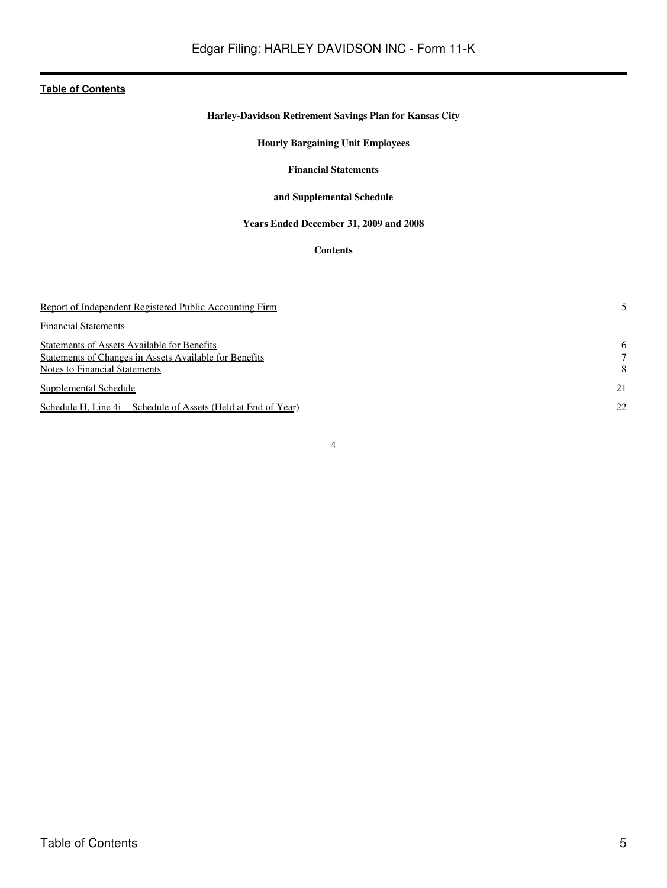**Table of Contents**

**Harley-Davidson Retirement Savings Plan for Kansas City**

**Hourly Bargaining Unit Employees**

**Financial Statements**

**and Supplemental Schedule**

**Years Ended December 31, 2009 and 2008**

**Contents**

| | |
|---|---|
| Report of Independent Registered Public Accounting Firm | 5 |
| Financial Statements | |
| Statements of Assets Available for Benefits | 6 |
| Statements of Changes in Assets Available for Benefits | 7 |
| Notes to Financial Statements | 8 |
| Supplemental Schedule | 21 |
| Schedule H, Line 4i Schedule of Assets (Held at End of Year) | 22 |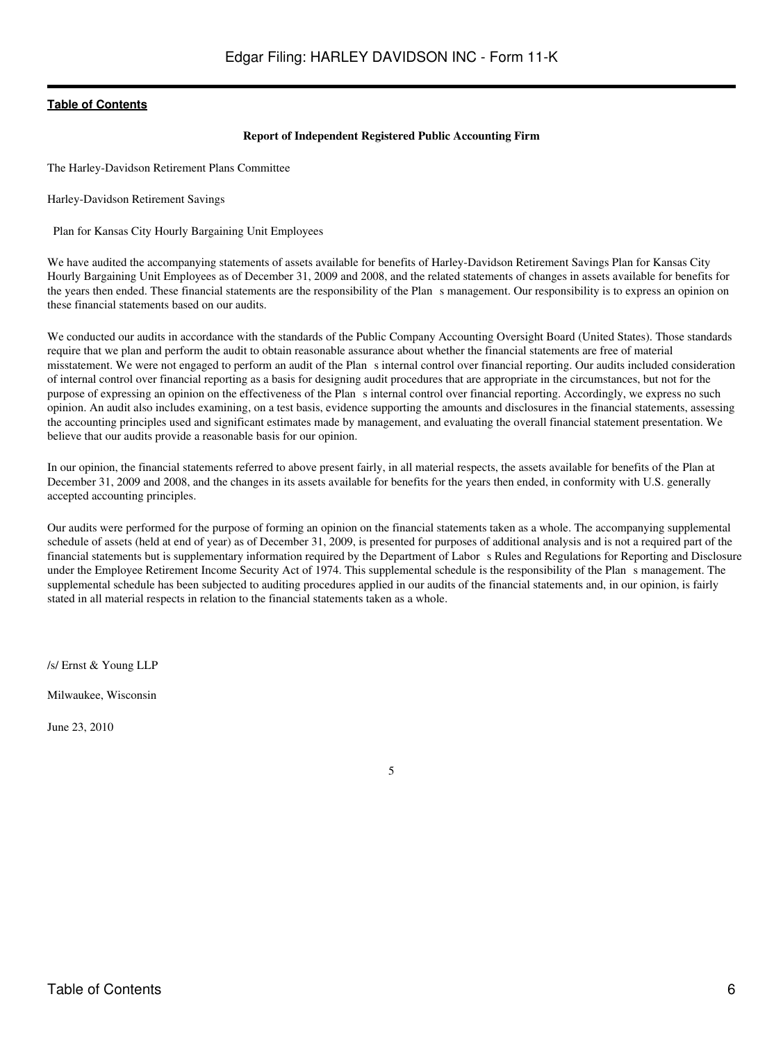[Table of Contents](#)

**Report of Independent Registered Public Accounting Firm**

The Harley-Davidson Retirement Plans Committee

Harley-Davidson Retirement Savings

Plan for Kansas City Hourly Bargaining Unit Employees

We have audited the accompanying statements of assets available for benefits of Harley-Davidson Retirement Savings Plan for Kansas City Hourly Bargaining Unit Employees as of December 31, 2009 and 2008, and the related statements of changes in assets available for benefits for the years then ended. These financial statements are the responsibility of the Plan s management. Our responsibility is to express an opinion on these financial statements based on our audits.

We conducted our audits in accordance with the standards of the Public Company Accounting Oversight Board (United States). Those standards require that we plan and perform the audit to obtain reasonable assurance about whether the financial statements are free of material misstatement. We were not engaged to perform an audit of the Plan s internal control over financial reporting. Our audits included consideration of internal control over financial reporting as a basis for designing audit procedures that are appropriate in the circumstances, but not for the purpose of expressing an opinion on the effectiveness of the Plan s internal control over financial reporting. Accordingly, we express no such opinion. An audit also includes examining, on a test basis, evidence supporting the amounts and disclosures in the financial statements, assessing the accounting principles used and significant estimates made by management, and evaluating the overall financial statement presentation. We believe that our audits provide a reasonable basis for our opinion.

In our opinion, the financial statements referred to above present fairly, in all material respects, the assets available for benefits of the Plan at December 31, 2009 and 2008, and the changes in its assets available for benefits for the years then ended, in conformity with U.S. generally accepted accounting principles.

Our audits were performed for the purpose of forming an opinion on the financial statements taken as a whole. The accompanying supplemental schedule of assets (held at end of year) as of December 31, 2009, is presented for purposes of additional analysis and is not a required part of the financial statements but is supplementary information required by the Department of Labor s Rules and Regulations for Reporting and Disclosure under the Employee Retirement Income Security Act of 1974. This supplemental schedule is the responsibility of the Plan s management. The supplemental schedule has been subjected to auditing procedures applied in our audits of the financial statements and, in our opinion, is fairly stated in all material respects in relation to the financial statements taken as a whole.

/s/ Ernst & Young LLP

Milwaukee, Wisconsin

June 23, 2010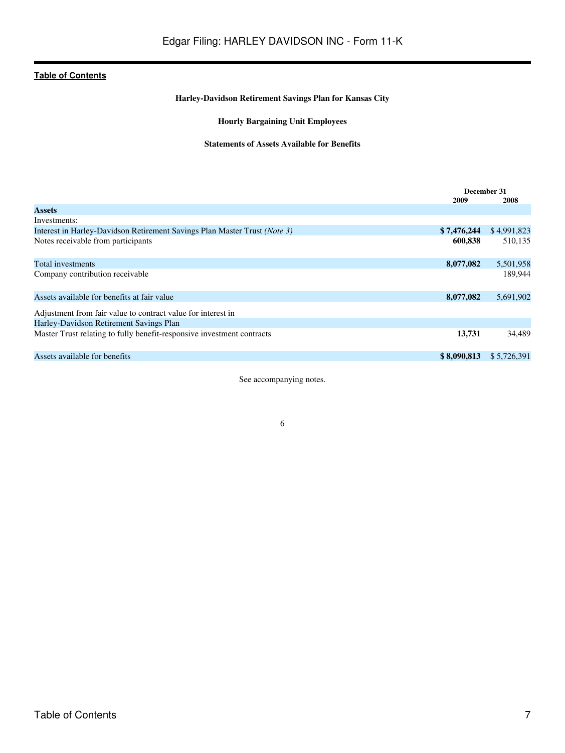**Table of Contents**

**Harley-Davidson Retirement Savings Plan for Kansas City**

**Hourly Bargaining Unit Employees**

**Statements of Assets Available for Benefits**

| | December 31 | |
|---|---|---|
| | **2009** | **2008** |
| **Assets** | | |
| Investments: | | |
| Interest in Harley-Davidson Retirement Savings Plan Master Trust *(Note 3)* | **$ 7,476,244** | $ 4,991,823 |
| Notes receivable from participants | **600,838** | 510,135 |
| Total investments | **8,077,082** | 5,501,958 |
| Company contribution receivable | | 189,944 |
| Assets available for benefits at fair value | **8,077,082** | 5,691,902 |
| Adjustment from fair value to contract value for interest in Harley-Davidson Retirement Savings Plan Master Trust relating to fully benefit-responsive investment contracts | **13,731** | 34,489 |
| Assets available for benefits | **$ 8,090,813** | $ 5,726,391 |

See accompanying notes.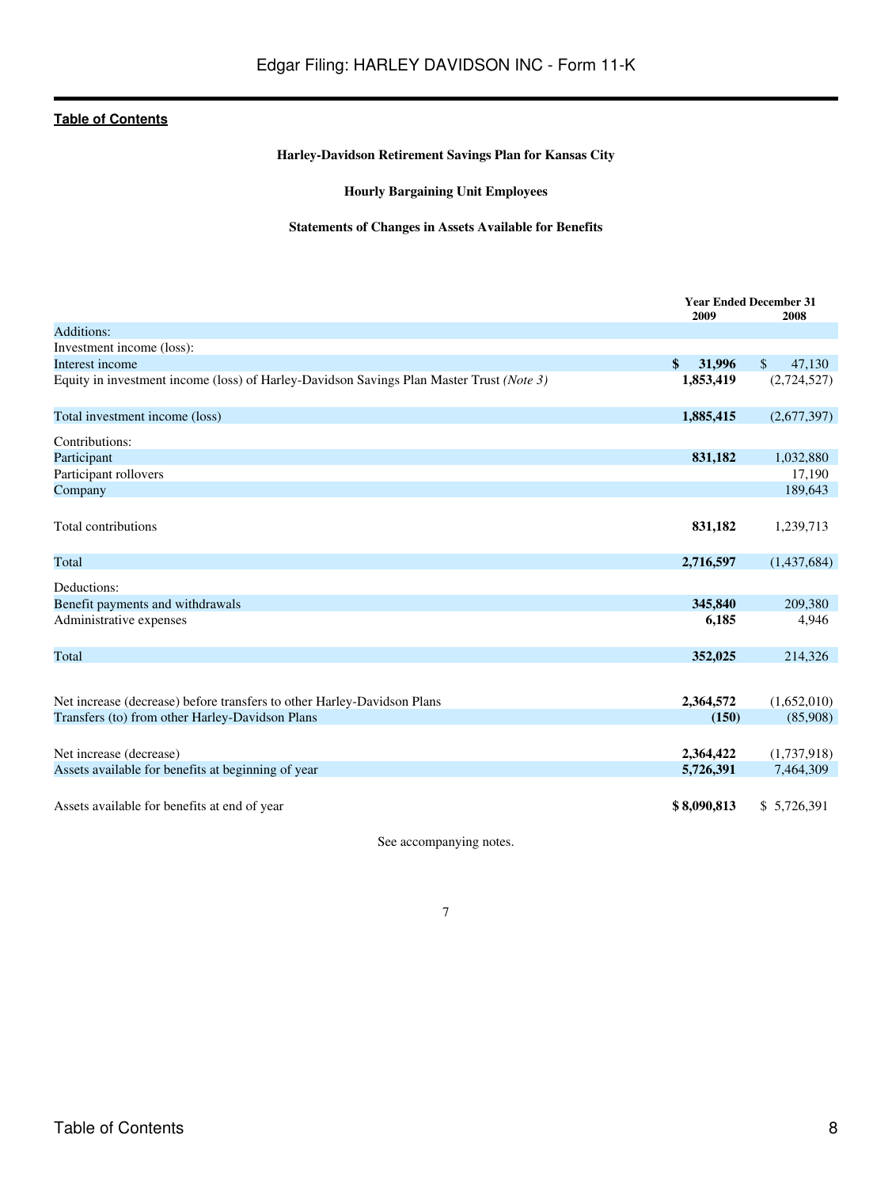**Table of Contents**

**Harley-Davidson Retirement Savings Plan for Kansas City**

**Hourly Bargaining Unit Employees**

**Statements of Changes in Assets Available for Benefits**

| | Year Ended December 31 | |
|---|---|---|
| | 2009 | 2008 |
| Additions: | | |
| Investment income (loss): | | |
| Interest income | **$ 31,996** | $ 47,130 |
| Equity in investment income (loss) of Harley-Davidson Savings Plan Master Trust *(Note 3)* | **1,853,419** | (2,724,527) |
| Total investment income (loss) | **1,885,415** | (2,677,397) |
| Contributions: | | |
| Participant | **831,182** | 1,032,880 |
| Participant rollovers | | 17,190 |
| Company | | 189,643 |
| Total contributions | **831,182** | 1,239,713 |
| Total | **2,716,597** | (1,437,684) |
| Deductions: | | |
| Benefit payments and withdrawals | **345,840** | 209,380 |
| Administrative expenses | **6,185** | 4,946 |
| Total | **352,025** | 214,326 |
| Net increase (decrease) before transfers to other Harley-Davidson Plans | **2,364,572** | (1,652,010) |
| Transfers (to) from other Harley-Davidson Plans | **(150)** | (85,908) |
| Net increase (decrease) | **2,364,422** | (1,737,918) |
| Assets available for benefits at beginning of year | **5,726,391** | 7,464,309 |
| Assets available for benefits at end of year | **$ 8,090,813** | $ 5,726,391 |

See accompanying notes.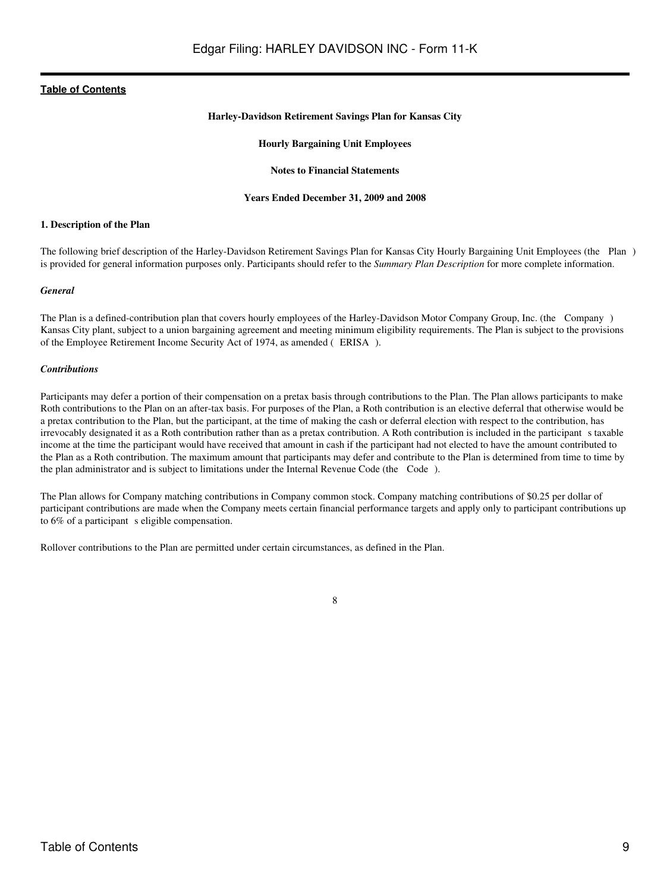**Harley-Davidson Retirement Savings Plan for Kansas City**

**Hourly Bargaining Unit Employees**

**Notes to Financial Statements**

**Years Ended December 31, 2009 and 2008**

**1. Description of the Plan**

The following brief description of the Harley-Davidson Retirement Savings Plan for Kansas City Hourly Bargaining Unit Employees (the Plan ) is provided for general information purposes only. Participants should refer to the *Summary Plan Description* for more complete information.

***General***

The Plan is a defined-contribution plan that covers hourly employees of the Harley-Davidson Motor Company Group, Inc. (the Company ) Kansas City plant, subject to a union bargaining agreement and meeting minimum eligibility requirements. The Plan is subject to the provisions of the Employee Retirement Income Security Act of 1974, as amended ( ERISA ).

***Contributions***

Participants may defer a portion of their compensation on a pretax basis through contributions to the Plan. The Plan allows participants to make Roth contributions to the Plan on an after-tax basis. For purposes of the Plan, a Roth contribution is an elective deferral that otherwise would be a pretax contribution to the Plan, but the participant, at the time of making the cash or deferral election with respect to the contribution, has irrevocably designated it as a Roth contribution rather than as a pretax contribution. A Roth contribution is included in the participant s taxable income at the time the participant would have received that amount in cash if the participant had not elected to have the amount contributed to the Plan as a Roth contribution. The maximum amount that participants may defer and contribute to the Plan is determined from time to time by the plan administrator and is subject to limitations under the Internal Revenue Code (the Code ).

The Plan allows for Company matching contributions in Company common stock. Company matching contributions of $0.25 per dollar of participant contributions are made when the Company meets certain financial performance targets and apply only to participant contributions up to 6% of a participant s eligible compensation.

Rollover contributions to the Plan are permitted under certain circumstances, as defined in the Plan.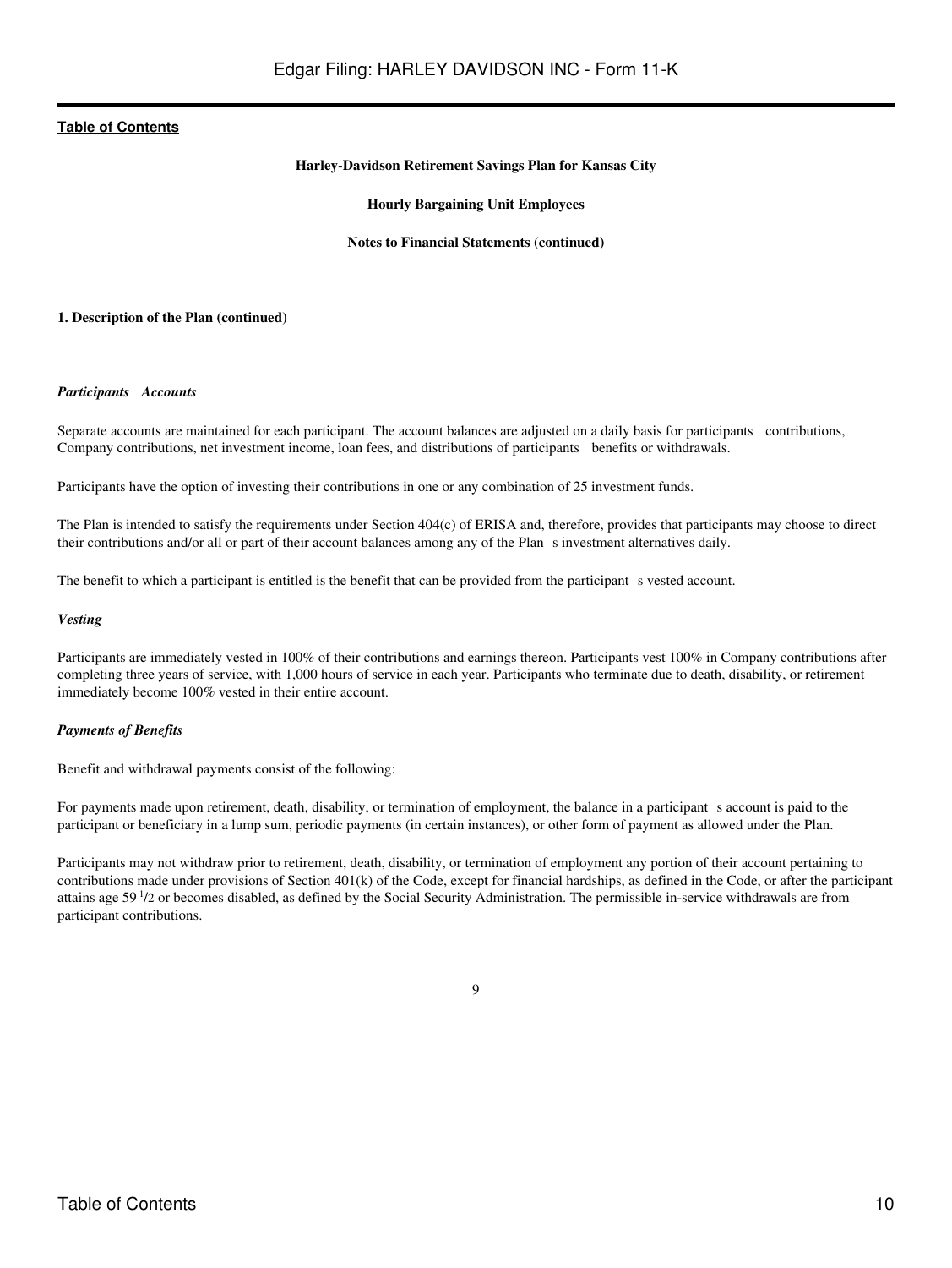**Harley-Davidson Retirement Savings Plan for Kansas City**

**Hourly Bargaining Unit Employees**

**Notes to Financial Statements (continued)**

**1. Description of the Plan (continued)**

***Participants Accounts***

Separate accounts are maintained for each participant. The account balances are adjusted on a daily basis for participants contributions, Company contributions, net investment income, loan fees, and distributions of participants benefits or withdrawals.

Participants have the option of investing their contributions in one or any combination of 25 investment funds.

The Plan is intended to satisfy the requirements under Section 404(c) of ERISA and, therefore, provides that participants may choose to direct their contributions and/or all or part of their account balances among any of the Plan s investment alternatives daily.

The benefit to which a participant is entitled is the benefit that can be provided from the participant s vested account.

***Vesting***

Participants are immediately vested in 100% of their contributions and earnings thereon. Participants vest 100% in Company contributions after completing three years of service, with 1,000 hours of service in each year. Participants who terminate due to death, disability, or retirement immediately become 100% vested in their entire account.

***Payments of Benefits***

Benefit and withdrawal payments consist of the following:

For payments made upon retirement, death, disability, or termination of employment, the balance in a participant s account is paid to the participant or beneficiary in a lump sum, periodic payments (in certain instances), or other form of payment as allowed under the Plan.

Participants may not withdraw prior to retirement, death, disability, or termination of employment any portion of their account pertaining to contributions made under provisions of Section 401(k) of the Code, except for financial hardships, as defined in the Code, or after the participant attains age 59 1/2 or becomes disabled, as defined by the Social Security Administration. The permissible in-service withdrawals are from participant contributions.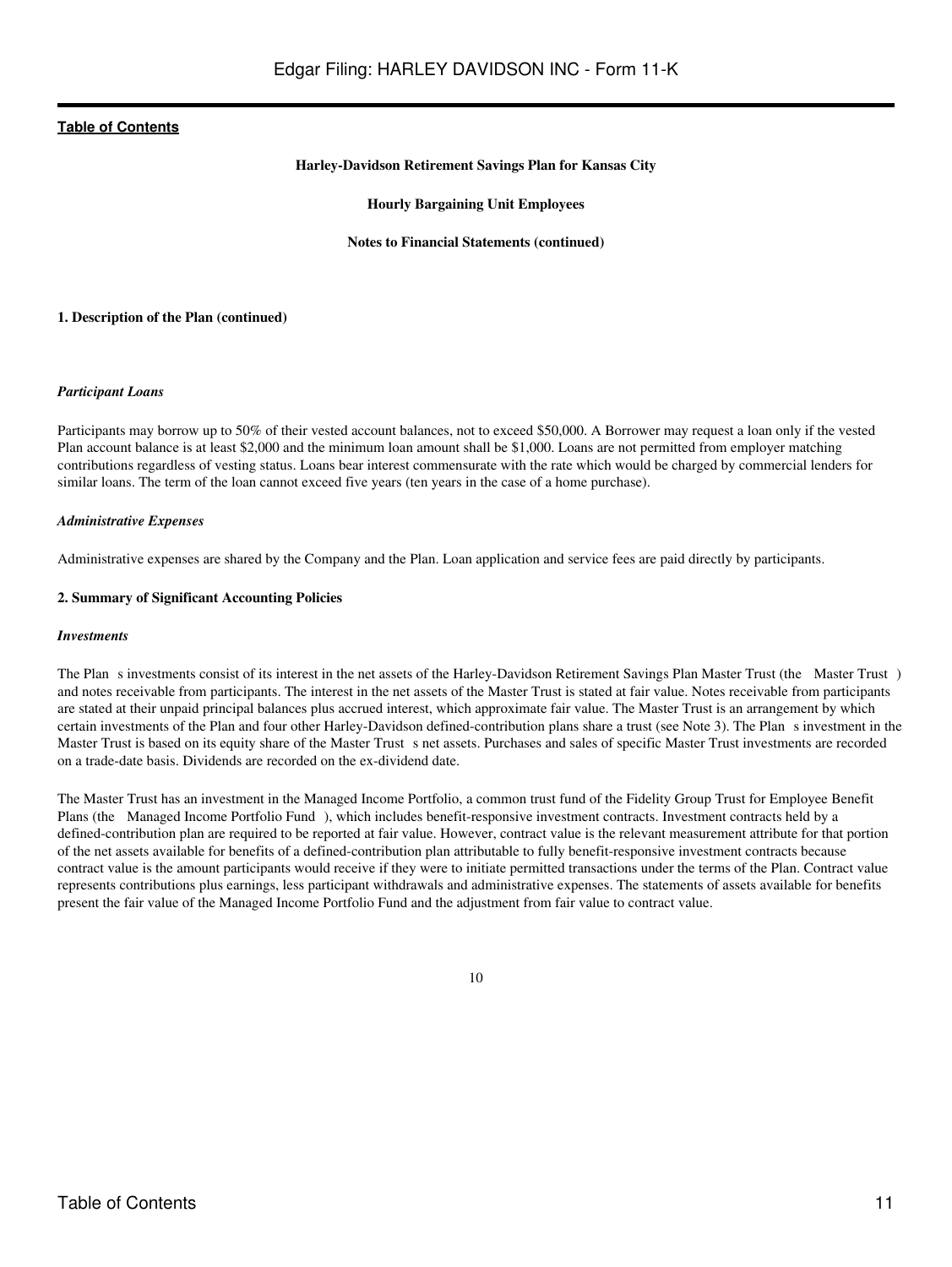[Table of Contents](#)

**Harley-Davidson Retirement Savings Plan for Kansas City**

**Hourly Bargaining Unit Employees**

**Notes to Financial Statements (continued)**

**1. Description of the Plan (continued)**

***Participant Loans***

Participants may borrow up to 50% of their vested account balances, not to exceed $50,000. A Borrower may request a loan only if the vested Plan account balance is at least $2,000 and the minimum loan amount shall be $1,000. Loans are not permitted from employer matching contributions regardless of vesting status. Loans bear interest commensurate with the rate which would be charged by commercial lenders for similar loans. The term of the loan cannot exceed five years (ten years in the case of a home purchase).

***Administrative Expenses***

Administrative expenses are shared by the Company and the Plan. Loan application and service fees are paid directly by participants.

**2. Summary of Significant Accounting Policies**

***Investments***

The Plan s investments consist of its interest in the net assets of the Harley-Davidson Retirement Savings Plan Master Trust (the Master Trust ) and notes receivable from participants. The interest in the net assets of the Master Trust is stated at fair value. Notes receivable from participants are stated at their unpaid principal balances plus accrued interest, which approximate fair value. The Master Trust is an arrangement by which certain investments of the Plan and four other Harley-Davidson defined-contribution plans share a trust (see Note 3). The Plan s investment in the Master Trust is based on its equity share of the Master Trust s net assets. Purchases and sales of specific Master Trust investments are recorded on a trade-date basis. Dividends are recorded on the ex-dividend date.

The Master Trust has an investment in the Managed Income Portfolio, a common trust fund of the Fidelity Group Trust for Employee Benefit Plans (the Managed Income Portfolio Fund ), which includes benefit-responsive investment contracts. Investment contracts held by a defined-contribution plan are required to be reported at fair value. However, contract value is the relevant measurement attribute for that portion of the net assets available for benefits of a defined-contribution plan attributable to fully benefit-responsive investment contracts because contract value is the amount participants would receive if they were to initiate permitted transactions under the terms of the Plan. Contract value represents contributions plus earnings, less participant withdrawals and administrative expenses. The statements of assets available for benefits present the fair value of the Managed Income Portfolio Fund and the adjustment from fair value to contract value.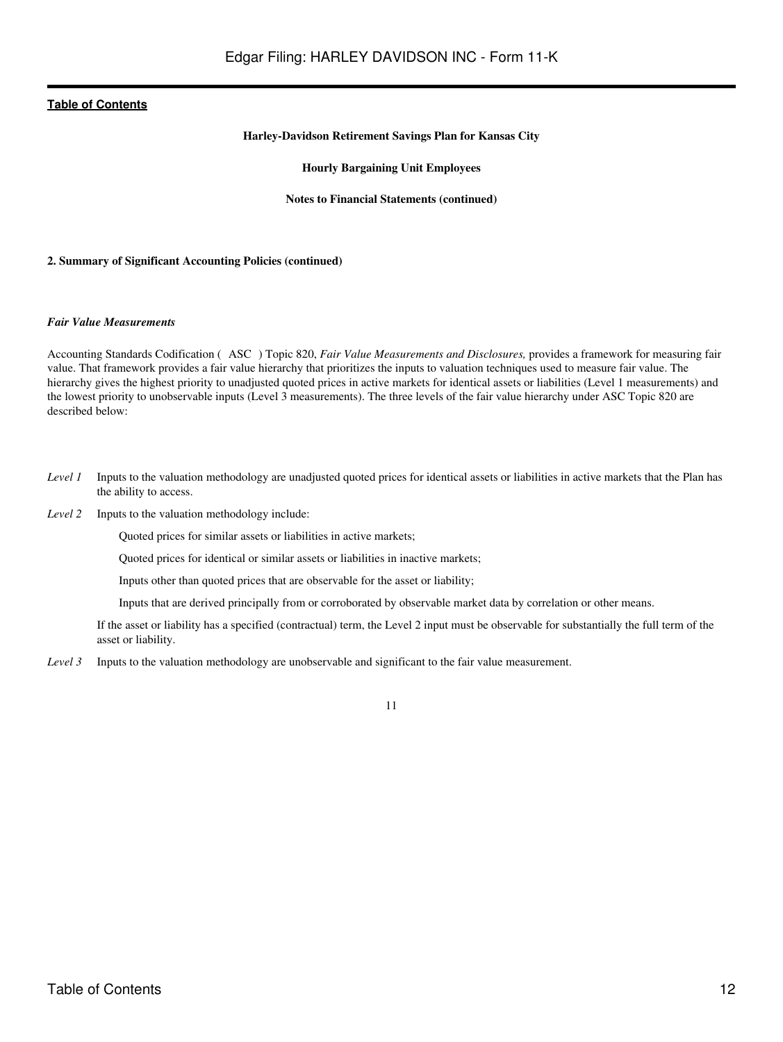**Harley-Davidson Retirement Savings Plan for Kansas City**

**Hourly Bargaining Unit Employees**

**Notes to Financial Statements (continued)**

**2. Summary of Significant Accounting Policies (continued)**

***Fair Value Measurements***

Accounting Standards Codification (ASC) Topic 820, *Fair Value Measurements and Disclosures,* provides a framework for measuring fair value. That framework provides a fair value hierarchy that prioritizes the inputs to valuation techniques used to measure fair value. The hierarchy gives the highest priority to unadjusted quoted prices in active markets for identical assets or liabilities (Level 1 measurements) and the lowest priority to unobservable inputs (Level 3 measurements). The three levels of the fair value hierarchy under ASC Topic 820 are described below:

*Level 1* Inputs to the valuation methodology are unadjusted quoted prices for identical assets or liabilities in active markets that the Plan has the ability to access.

*Level 2* Inputs to the valuation methodology include:

- Quoted prices for similar assets or liabilities in active markets;
- Quoted prices for identical or similar assets or liabilities in inactive markets;
- Inputs other than quoted prices that are observable for the asset or liability;
- Inputs that are derived principally from or corroborated by observable market data by correlation or other means.

If the asset or liability has a specified (contractual) term, the Level 2 input must be observable for substantially the full term of the asset or liability.

*Level 3* Inputs to the valuation methodology are unobservable and significant to the fair value measurement.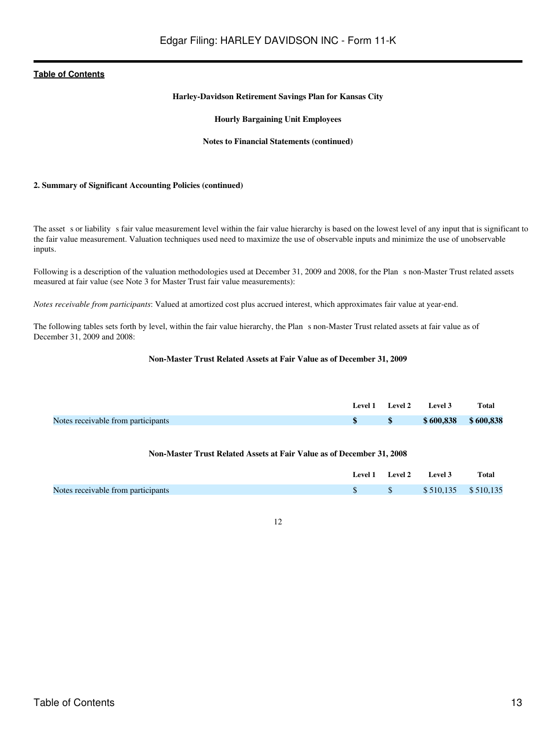[Table of Contents](#)

**Harley-Davidson Retirement Savings Plan for Kansas City**

**Hourly Bargaining Unit Employees**

**Notes to Financial Statements (continued)**

**2. Summary of Significant Accounting Policies (continued)**

The asset s or liability s fair value measurement level within the fair value hierarchy is based on the lowest level of any input that is significant to the fair value measurement. Valuation techniques used need to maximize the use of observable inputs and minimize the use of unobservable inputs.

Following is a description of the valuation methodologies used at December 31, 2009 and 2008, for the Plan s non-Master Trust related assets measured at fair value (see Note 3 for Master Trust fair value measurements):

*Notes receivable from participants*: Valued at amortized cost plus accrued interest, which approximates fair value at year-end.

The following tables sets forth by level, within the fair value hierarchy, the Plan s non-Master Trust related assets at fair value as of December 31, 2009 and 2008:

**Non-Master Trust Related Assets at Fair Value as of December 31, 2009**

| | Level 1 | Level 2 | Level 3 | Total |
|---|---|---|---|---|
| Notes receivable from participants | **$** | **$** | **$ 600,838** | **$ 600,838** |

**Non-Master Trust Related Assets at Fair Value as of December 31, 2008**

| | Level 1 | Level 2 | Level 3 | Total |
|---|---|---|---|---|
| Notes receivable from participants | $ | $ | $ 510,135 | $ 510,135 |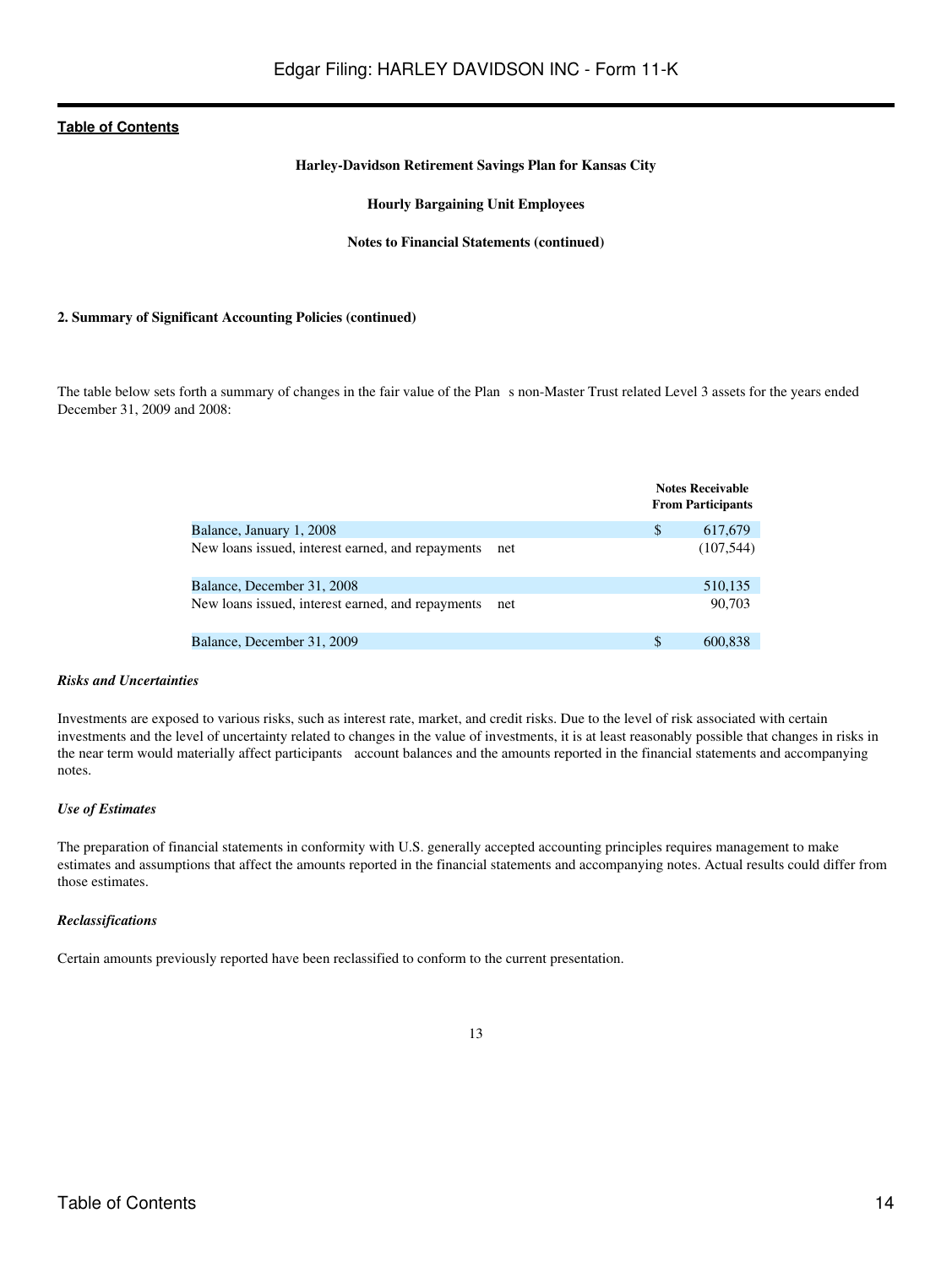**Harley-Davidson Retirement Savings Plan for Kansas City**

**Hourly Bargaining Unit Employees**

**Notes to Financial Statements (continued)**

**2. Summary of Significant Accounting Policies (continued)**

The table below sets forth a summary of changes in the fair value of the Plan s non-Master Trust related Level 3 assets for the years ended December 31, 2009 and 2008:

| | Notes Receivable From Participants |
|---|---|
| Balance, January 1, 2008 | $ 617,679 |
| New loans issued, interest earned, and repayments net | (107,544) |
| Balance, December 31, 2008 | 510,135 |
| New loans issued, interest earned, and repayments net | 90,703 |
| Balance, December 31, 2009 | $ 600,838 |

***Risks and Uncertainties***

Investments are exposed to various risks, such as interest rate, market, and credit risks. Due to the level of risk associated with certain investments and the level of uncertainty related to changes in the value of investments, it is at least reasonably possible that changes in risks in the near term would materially affect participants account balances and the amounts reported in the financial statements and accompanying notes.

***Use of Estimates***

The preparation of financial statements in conformity with U.S. generally accepted accounting principles requires management to make estimates and assumptions that affect the amounts reported in the financial statements and accompanying notes. Actual results could differ from those estimates.

***Reclassifications***

Certain amounts previously reported have been reclassified to conform to the current presentation.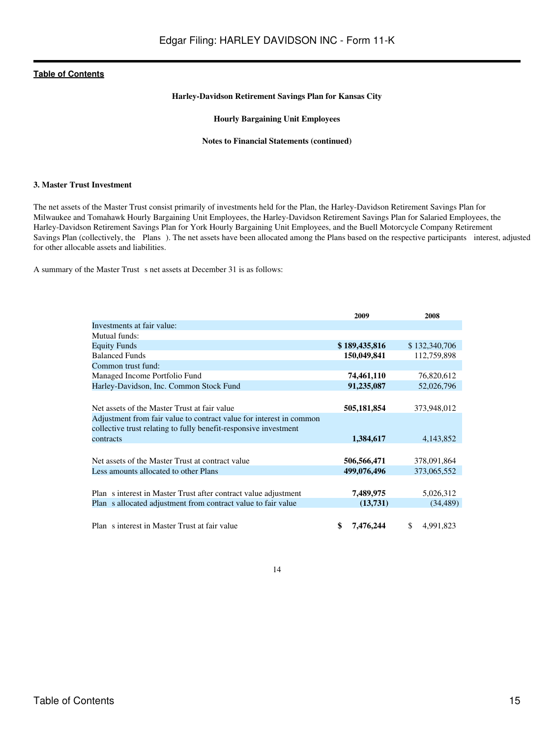**Harley-Davidson Retirement Savings Plan for Kansas City**

**Hourly Bargaining Unit Employees**

**Notes to Financial Statements (continued)**

### 3. Master Trust Investment

The net assets of the Master Trust consist primarily of investments held for the Plan, the Harley-Davidson Retirement Savings Plan for Milwaukee and Tomahawk Hourly Bargaining Unit Employees, the Harley-Davidson Retirement Savings Plan for Salaried Employees, the Harley-Davidson Retirement Savings Plan for York Hourly Bargaining Unit Employees, and the Buell Motorcycle Company Retirement Savings Plan (collectively, the Plans ). The net assets have been allocated among the Plans based on the respective participants interest, adjusted for other allocable assets and liabilities.

A summary of the Master Trust s net assets at December 31 is as follows:

| | 2009 | 2008 |
|---|---|---|
| Investments at fair value: | | |
| Mutual funds: | | |
| Equity Funds | **$ 189,435,816** | $ 132,340,706 |
| Balanced Funds | **150,049,841** | 112,759,898 |
| Common trust fund: | | |
| Managed Income Portfolio Fund | **74,461,110** | 76,820,612 |
| Harley-Davidson, Inc. Common Stock Fund | **91,235,087** | 52,026,796 |
| Net assets of the Master Trust at fair value | **505,181,854** | 373,948,012 |
| Adjustment from fair value to contract value for interest in common collective trust relating to fully benefit-responsive investment contracts | **1,384,617** | 4,143,852 |
| Net assets of the Master Trust at contract value | **506,566,471** | 378,091,864 |
| Less amounts allocated to other Plans | **499,076,496** | 373,065,552 |
| Plan s interest in Master Trust after contract value adjustment | **7,489,975** | 5,026,312 |
| Plan s allocated adjustment from contract value to fair value | **(13,731)** | (34,489) |
| Plan s interest in Master Trust at fair value | **$ 7,476,244** | $ 4,991,823 |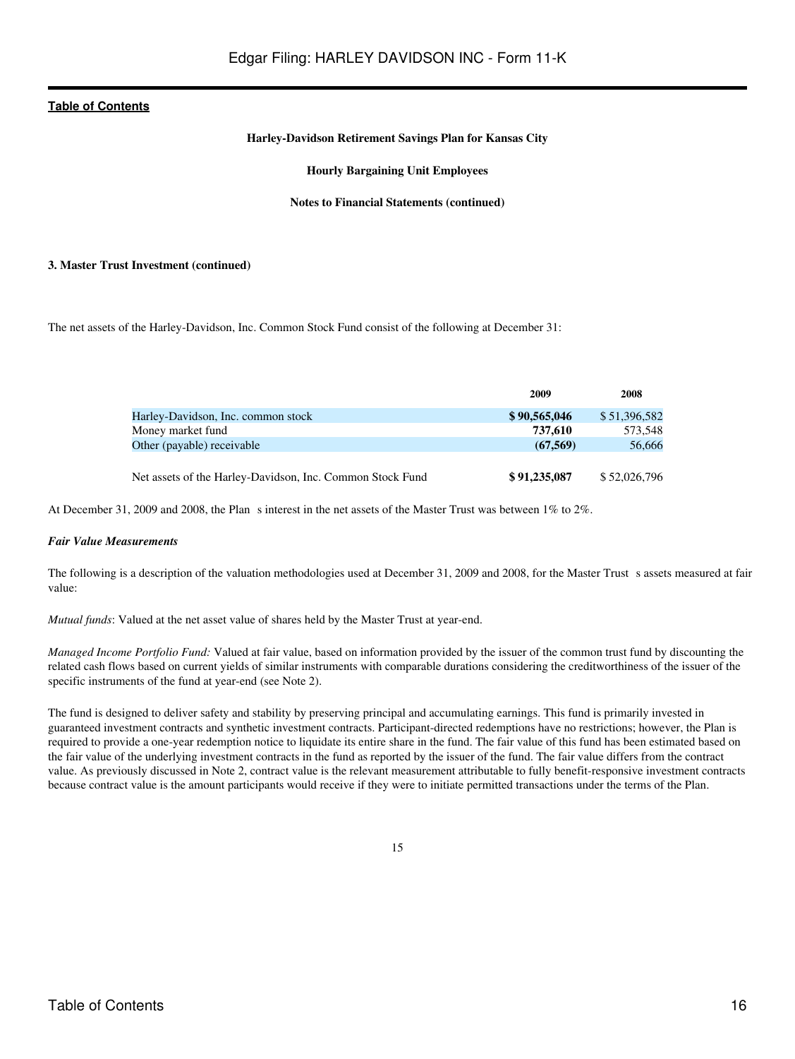Harley-Davidson Retirement Savings Plan for Kansas City

Hourly Bargaining Unit Employees

Notes to Financial Statements (continued)

**3. Master Trust Investment (continued)**

The net assets of the Harley-Davidson, Inc. Common Stock Fund consist of the following at December 31:

| | 2009 | 2008 |
|---|---|---|
| Harley-Davidson, Inc. common stock | **$ 90,565,046** | $ 51,396,582 |
| Money market fund | **737,610** | 573,548 |
| Other (payable) receivable | **(67,569)** | 56,666 |
| Net assets of the Harley-Davidson, Inc. Common Stock Fund | **$ 91,235,087** | $ 52,026,796 |

At December 31, 2009 and 2008, the Plan s interest in the net assets of the Master Trust was between 1% to 2%.

***Fair Value Measurements***

The following is a description of the valuation methodologies used at December 31, 2009 and 2008, for the Master Trust s assets measured at fair value:

*Mutual funds*: Valued at the net asset value of shares held by the Master Trust at year-end.

*Managed Income Portfolio Fund:* Valued at fair value, based on information provided by the issuer of the common trust fund by discounting the related cash flows based on current yields of similar instruments with comparable durations considering the creditworthiness of the issuer of the specific instruments of the fund at year-end (see Note 2).

The fund is designed to deliver safety and stability by preserving principal and accumulating earnings. This fund is primarily invested in guaranteed investment contracts and synthetic investment contracts. Participant-directed redemptions have no restrictions; however, the Plan is required to provide a one-year redemption notice to liquidate its entire share in the fund. The fair value of this fund has been estimated based on the fair value of the underlying investment contracts in the fund as reported by the issuer of the fund. The fair value differs from the contract value. As previously discussed in Note 2, contract value is the relevant measurement attributable to fully benefit-responsive investment contracts because contract value is the amount participants would receive if they were to initiate permitted transactions under the terms of the Plan.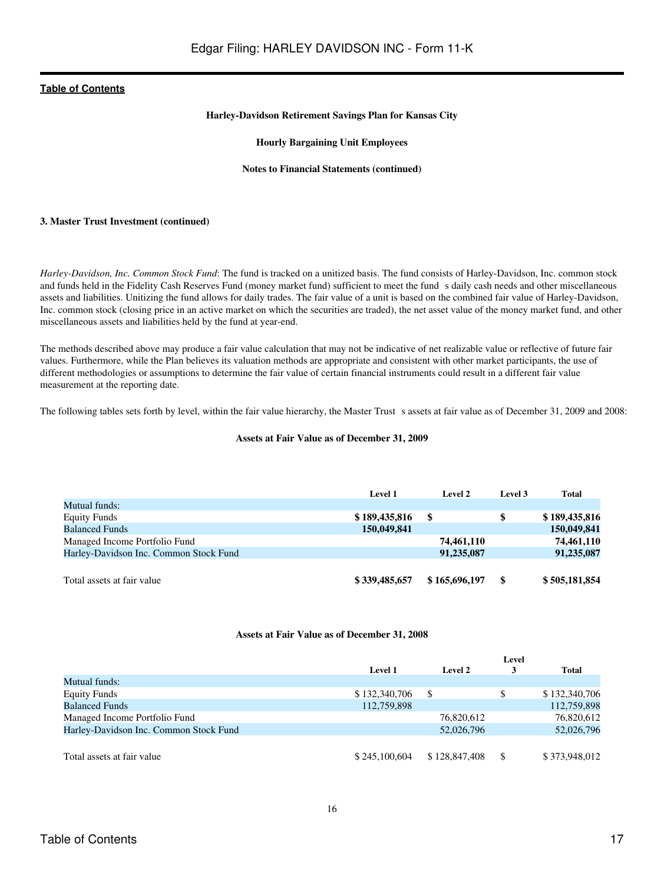**Harley-Davidson Retirement Savings Plan for Kansas City**

**Hourly Bargaining Unit Employees**

**Notes to Financial Statements (continued)**

**3. Master Trust Investment (continued)**

*Harley-Davidson, Inc. Common Stock Fund*: The fund is tracked on a unitized basis. The fund consists of Harley-Davidson, Inc. common stock and funds held in the Fidelity Cash Reserves Fund (money market fund) sufficient to meet the fund s daily cash needs and other miscellaneous assets and liabilities. Unitizing the fund allows for daily trades. The fair value of a unit is based on the combined fair value of Harley-Davidson, Inc. common stock (closing price in an active market on which the securities are traded), the net asset value of the money market fund, and other miscellaneous assets and liabilities held by the fund at year-end.

The methods described above may produce a fair value calculation that may not be indicative of net realizable value or reflective of future fair values. Furthermore, while the Plan believes its valuation methods are appropriate and consistent with other market participants, the use of different methodologies or assumptions to determine the fair value of certain financial instruments could result in a different fair value measurement at the reporting date.

The following tables sets forth by level, within the fair value hierarchy, the Master Trust s assets at fair value as of December 31, 2009 and 2008:

**Assets at Fair Value as of December 31, 2009**

| | Level 1 | Level 2 | Level 3 | Total |
|---|---|---|---|---|
| Mutual funds: | | | | |
| Equity Funds | **$ 189,435,816** | **$** | **$** | **$ 189,435,816** |
| Balanced Funds | **150,049,841** | | | **150,049,841** |
| Managed Income Portfolio Fund | | **74,461,110** | | **74,461,110** |
| Harley-Davidson Inc. Common Stock Fund | | **91,235,087** | | **91,235,087** |
| Total assets at fair value | **$ 339,485,657** | **$ 165,696,197** | **$** | **$ 505,181,854** |

**Assets at Fair Value as of December 31, 2008**

| | Level 1 | Level 2 | Level 3 | Total |
|---|---|---|---|---|
| Mutual funds: | | | | |
| Equity Funds | $ 132,340,706 | $ | $ | $ 132,340,706 |
| Balanced Funds | 112,759,898 | | | 112,759,898 |
| Managed Income Portfolio Fund | | 76,820,612 | | 76,820,612 |
| Harley-Davidson Inc. Common Stock Fund | | 52,026,796 | | 52,026,796 |
| Total assets at fair value | $ 245,100,604 | $ 128,847,408 | $ | $ 373,948,012 |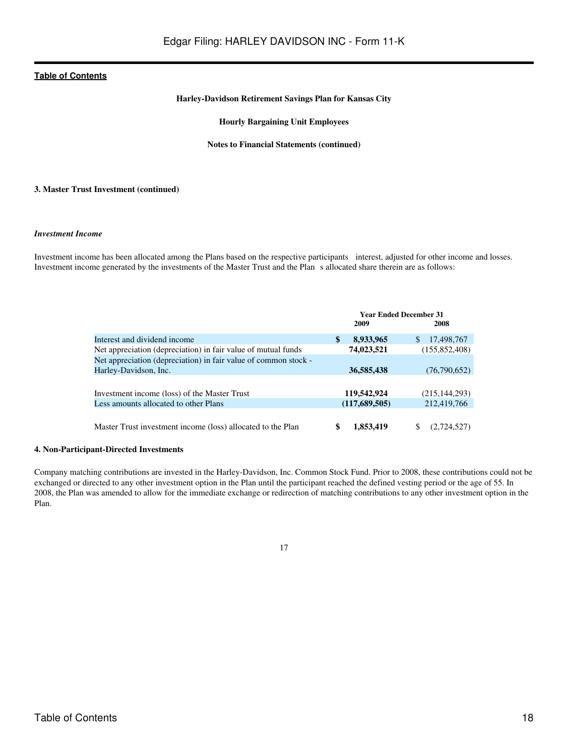**Harley-Davidson Retirement Savings Plan for Kansas City**

**Hourly Bargaining Unit Employees**

**Notes to Financial Statements (continued)**

**3. Master Trust Investment (continued)**

***Investment Income***

Investment income has been allocated among the Plans based on the respective participants interest, adjusted for other income and losses. Investment income generated by the investments of the Master Trust and the Plan s allocated share therein are as follows:

| | Year Ended December 31 | |
|---|---|---|
| | **2009** | **2008** |
| Interest and dividend income | **$ 8,933,965** | $ 17,498,767 |
| Net appreciation (depreciation) in fair value of mutual funds | **74,023,521** | (155,852,408) |
| Net appreciation (depreciation) in fair value of common stock - Harley-Davidson, Inc. | **36,585,438** | (76,790,652) |
| Investment income (loss) of the Master Trust | **119,542,924** | (215,144,293) |
| Less amounts allocated to other Plans | **(117,689,505)** | 212,419,766 |
| Master Trust investment income (loss) allocated to the Plan | **$ 1,853,419** | $ (2,724,527) |

**4. Non-Participant-Directed Investments**

Company matching contributions are invested in the Harley-Davidson, Inc. Common Stock Fund. Prior to 2008, these contributions could not be exchanged or directed to any other investment option in the Plan until the participant reached the defined vesting period or the age of 55. In 2008, the Plan was amended to allow for the immediate exchange or redirection of matching contributions to any other investment option in the Plan.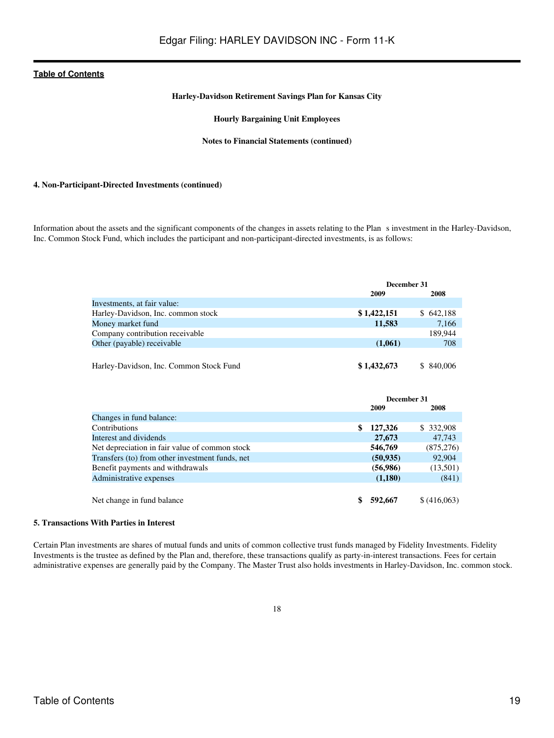**Harley-Davidson Retirement Savings Plan for Kansas City**

**Hourly Bargaining Unit Employees**

**Notes to Financial Statements (continued)**

**4. Non-Participant-Directed Investments (continued)**

Information about the assets and the significant components of the changes in assets relating to the Plan s investment in the Harley-Davidson, Inc. Common Stock Fund, which includes the participant and non-participant-directed investments, is as follows:

| | December 31 | |
|---|---|---|
| | **2009** | **2008** |
| Investments, at fair value: | | |
| Harley-Davidson, Inc. common stock | **$ 1,422,151** | $ 642,188 |
| Money market fund | **11,583** | 7,166 |
| Company contribution receivable | | 189,944 |
| Other (payable) receivable | **(1,061)** | 708 |
| Harley-Davidson, Inc. Common Stock Fund | **$ 1,432,673** | $ 840,006 |

| | December 31 | |
|---|---|---|
| | **2009** | **2008** |
| Changes in fund balance: | | |
| Contributions | **$ 127,326** | $ 332,908 |
| Interest and dividends | **27,673** | 47,743 |
| Net depreciation in fair value of common stock | **546,769** | (875,276) |
| Transfers (to) from other investment funds, net | **(50,935)** | 92,904 |
| Benefit payments and withdrawals | **(56,986)** | (13,501) |
| Administrative expenses | **(1,180)** | (841) |
| Net change in fund balance | **$ 592,667** | $ (416,063) |

**5. Transactions With Parties in Interest**

Certain Plan investments are shares of mutual funds and units of common collective trust funds managed by Fidelity Investments. Fidelity Investments is the trustee as defined by the Plan and, therefore, these transactions qualify as party-in-interest transactions. Fees for certain administrative expenses are generally paid by the Company. The Master Trust also holds investments in Harley-Davidson, Inc. common stock.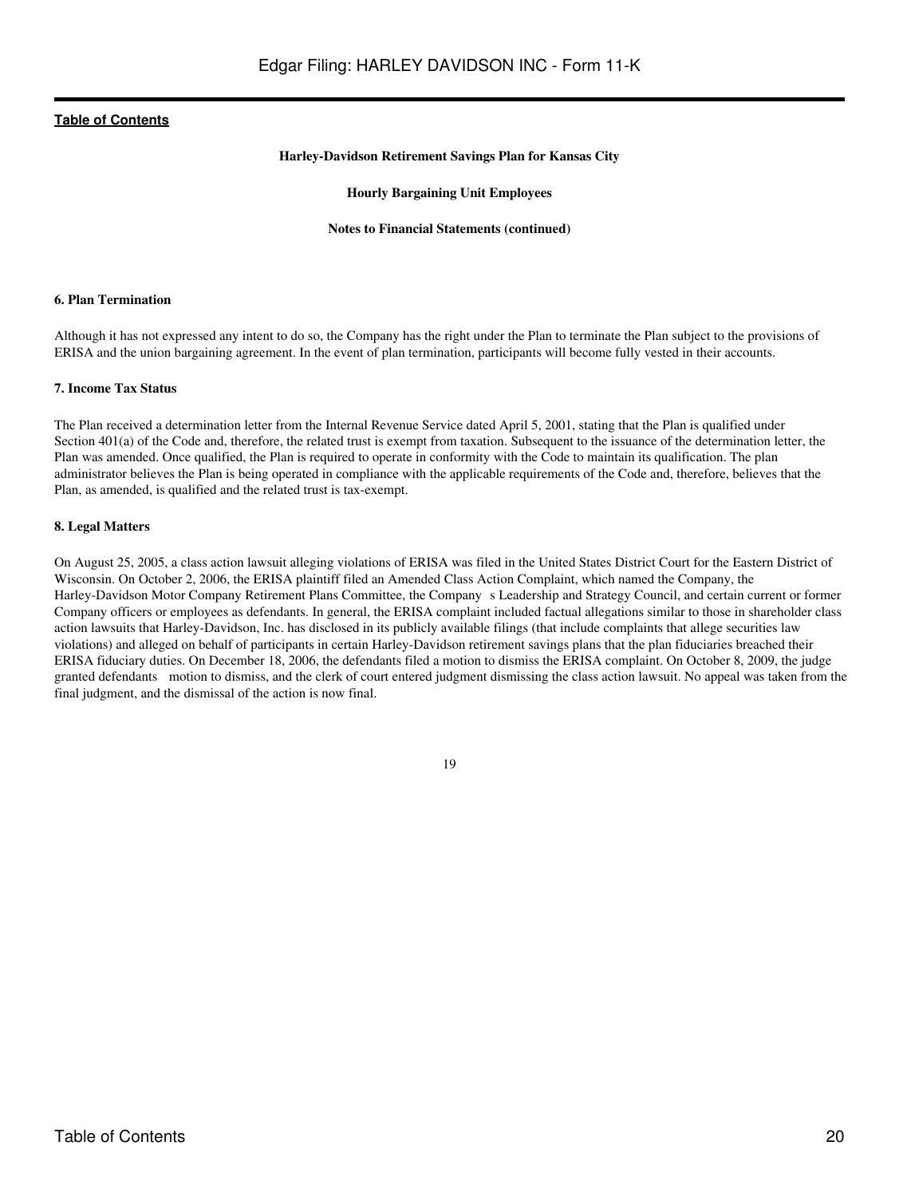**Harley-Davidson Retirement Savings Plan for Kansas City**

**Hourly Bargaining Unit Employees**

**Notes to Financial Statements (continued)**

**6. Plan Termination**

Although it has not expressed any intent to do so, the Company has the right under the Plan to terminate the Plan subject to the provisions of ERISA and the union bargaining agreement. In the event of plan termination, participants will become fully vested in their accounts.

**7. Income Tax Status**

The Plan received a determination letter from the Internal Revenue Service dated April 5, 2001, stating that the Plan is qualified under Section 401(a) of the Code and, therefore, the related trust is exempt from taxation. Subsequent to the issuance of the determination letter, the Plan was amended. Once qualified, the Plan is required to operate in conformity with the Code to maintain its qualification. The plan administrator believes the Plan is being operated in compliance with the applicable requirements of the Code and, therefore, believes that the Plan, as amended, is qualified and the related trust is tax-exempt.

**8. Legal Matters**

On August 25, 2005, a class action lawsuit alleging violations of ERISA was filed in the United States District Court for the Eastern District of Wisconsin. On October 2, 2006, the ERISA plaintiff filed an Amended Class Action Complaint, which named the Company, the Harley-Davidson Motor Company Retirement Plans Committee, the Company s Leadership and Strategy Council, and certain current or former Company officers or employees as defendants. In general, the ERISA complaint included factual allegations similar to those in shareholder class action lawsuits that Harley-Davidson, Inc. has disclosed in its publicly available filings (that include complaints that allege securities law violations) and alleged on behalf of participants in certain Harley-Davidson retirement savings plans that the plan fiduciaries breached their ERISA fiduciary duties. On December 18, 2006, the defendants filed a motion to dismiss the ERISA complaint. On October 8, 2009, the judge granted defendants motion to dismiss, and the clerk of court entered judgment dismissing the class action lawsuit. No appeal was taken from the final judgment, and the dismissal of the action is now final.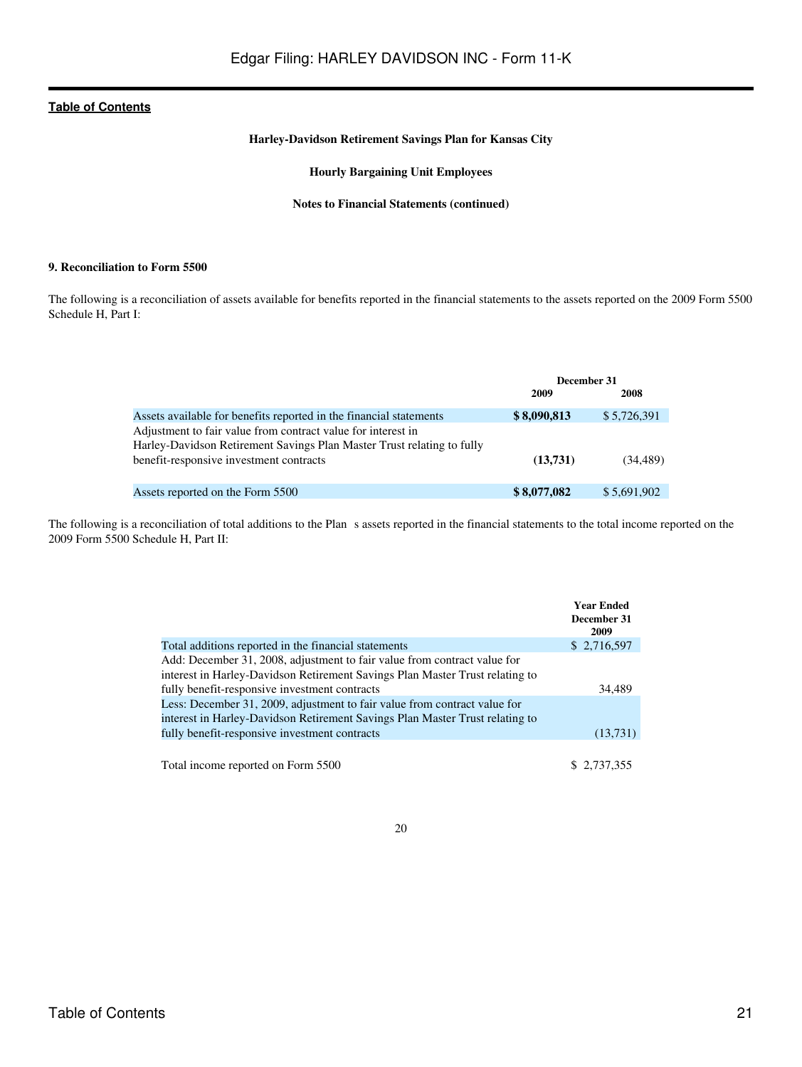**Harley-Davidson Retirement Savings Plan for Kansas City**

**Hourly Bargaining Unit Employees**

**Notes to Financial Statements (continued)**

**9. Reconciliation to Form 5500**

The following is a reconciliation of assets available for benefits reported in the financial statements to the assets reported on the 2009 Form 5500 Schedule H, Part I:

| | December 31 | |
|---|---|---|
| | **2009** | **2008** |
| Assets available for benefits reported in the financial statements | **$ 8,090,813** | $ 5,726,391 |
| Adjustment to fair value from contract value for interest in Harley-Davidson Retirement Savings Plan Master Trust relating to fully benefit-responsive investment contracts | **(13,731)** | (34,489) |
| Assets reported on the Form 5500 | **$ 8,077,082** | $ 5,691,902 |

The following is a reconciliation of total additions to the Plan s assets reported in the financial statements to the total income reported on the 2009 Form 5500 Schedule H, Part II:

| | **Year Ended December 31 2009** |
|---|---|
| Total additions reported in the financial statements | $ 2,716,597 |
| Add: December 31, 2008, adjustment to fair value from contract value for interest in Harley-Davidson Retirement Savings Plan Master Trust relating to fully benefit-responsive investment contracts | 34,489 |
| Less: December 31, 2009, adjustment to fair value from contract value for interest in Harley-Davidson Retirement Savings Plan Master Trust relating to fully benefit-responsive investment contracts | (13,731) |
| Total income reported on Form 5500 | $ 2,737,355 |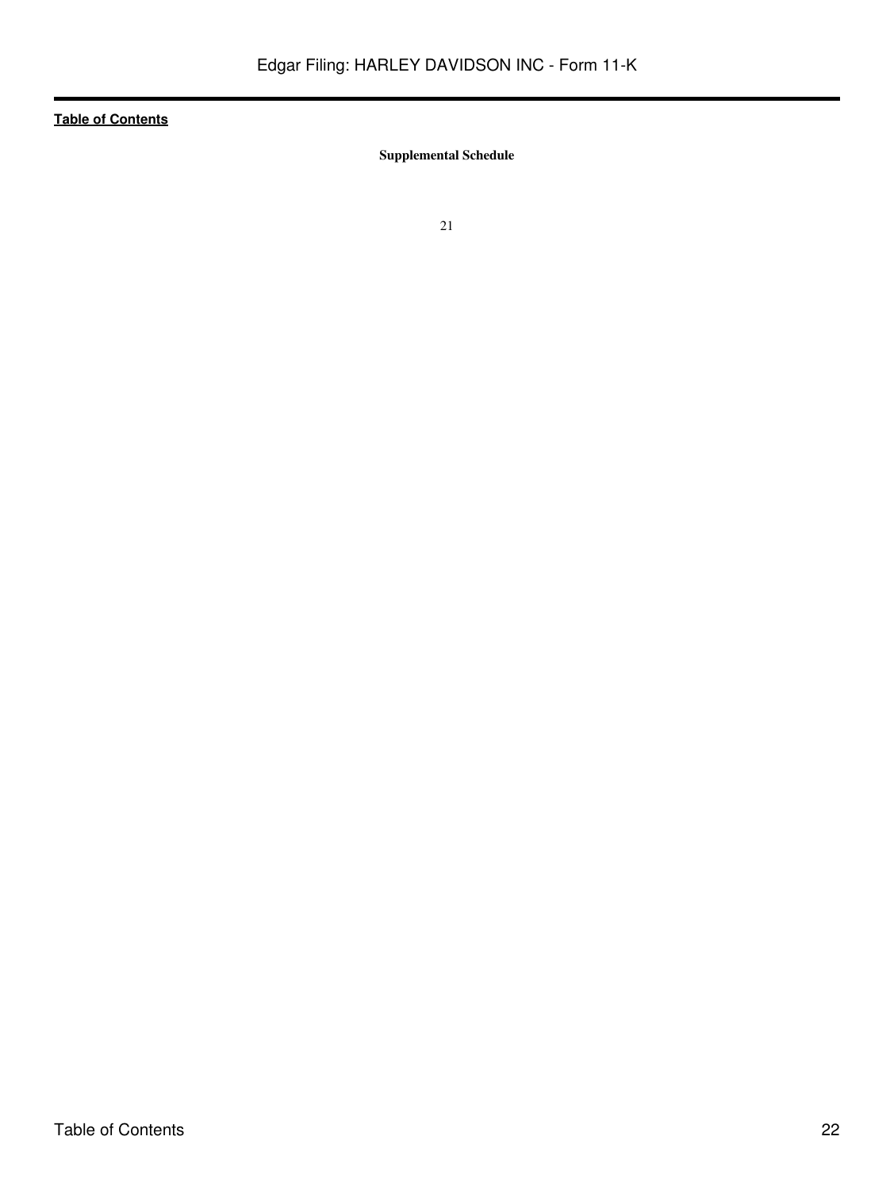**Supplemental Schedule**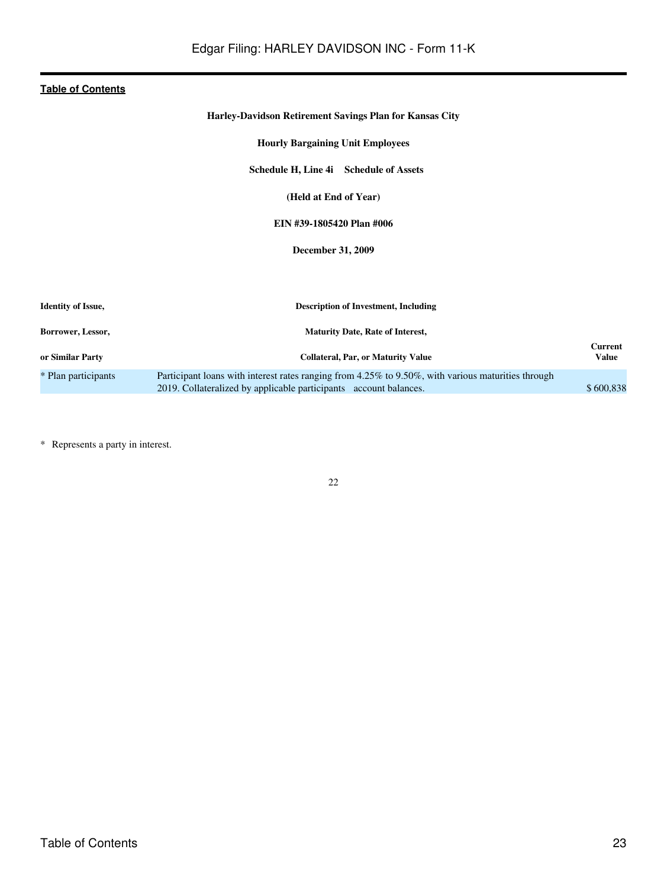**Harley-Davidson Retirement Savings Plan for Kansas City**

**Hourly Bargaining Unit Employees**

**Schedule H, Line 4i Schedule of Assets**

**(Held at End of Year)**

**EIN #39-1805420 Plan #006**

**December 31, 2009**

| Identity of Issue, Borrower, Lessor, or Similar Party | Description of Investment, Including Maturity Date, Rate of Interest, Collateral, Par, or Maturity Value | Current Value |
|---|---|---|
| * Plan participants | Participant loans with interest rates ranging from 4.25% to 9.50%, with various maturities through 2019. Collateralized by applicable participants account balances. | $ 600,838 |

\* Represents a party in interest.

22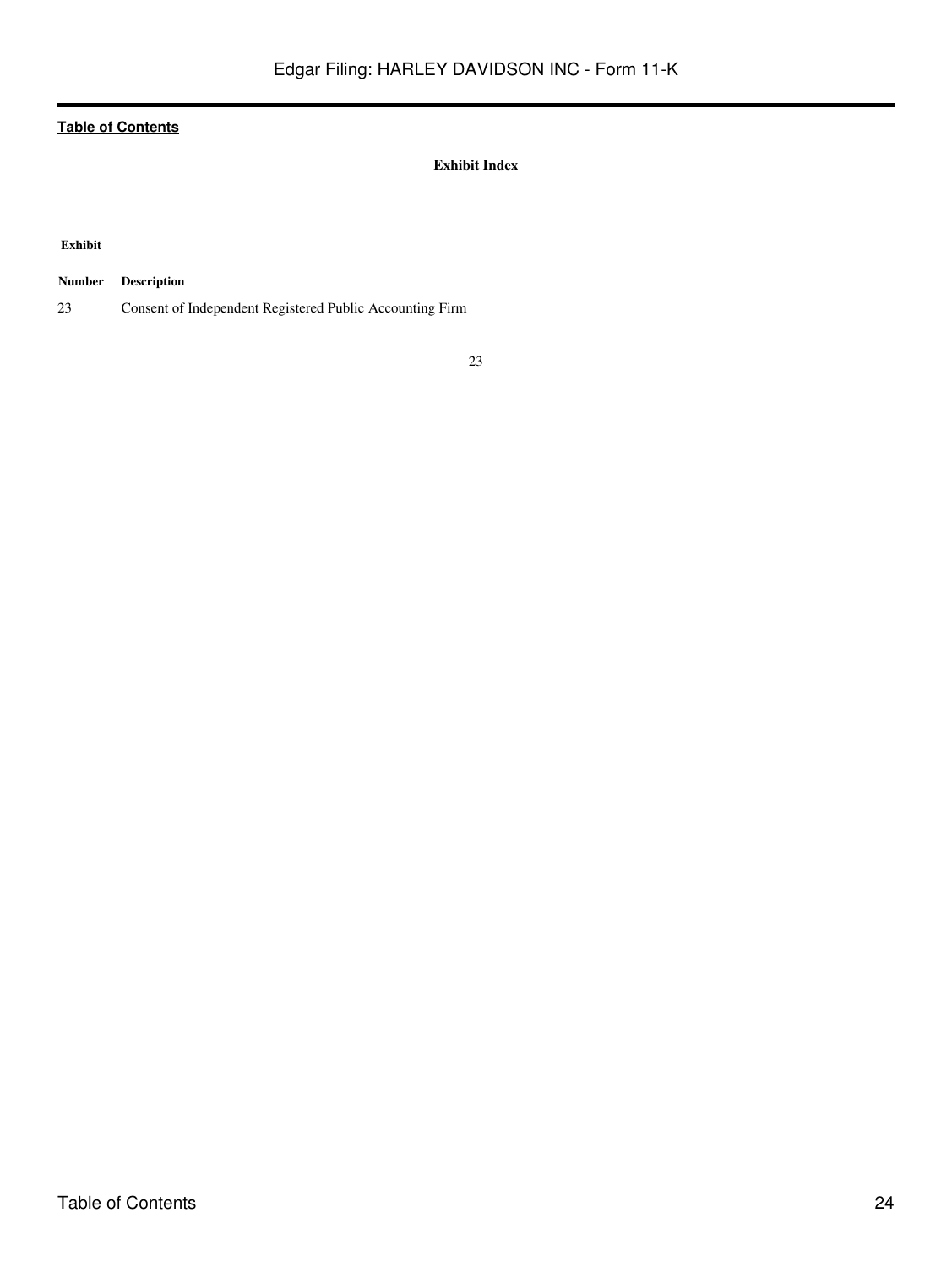**Exhibit Index**

| Exhibit Number | Description |
|---|---|
| 23 | Consent of Independent Registered Public Accounting Firm |